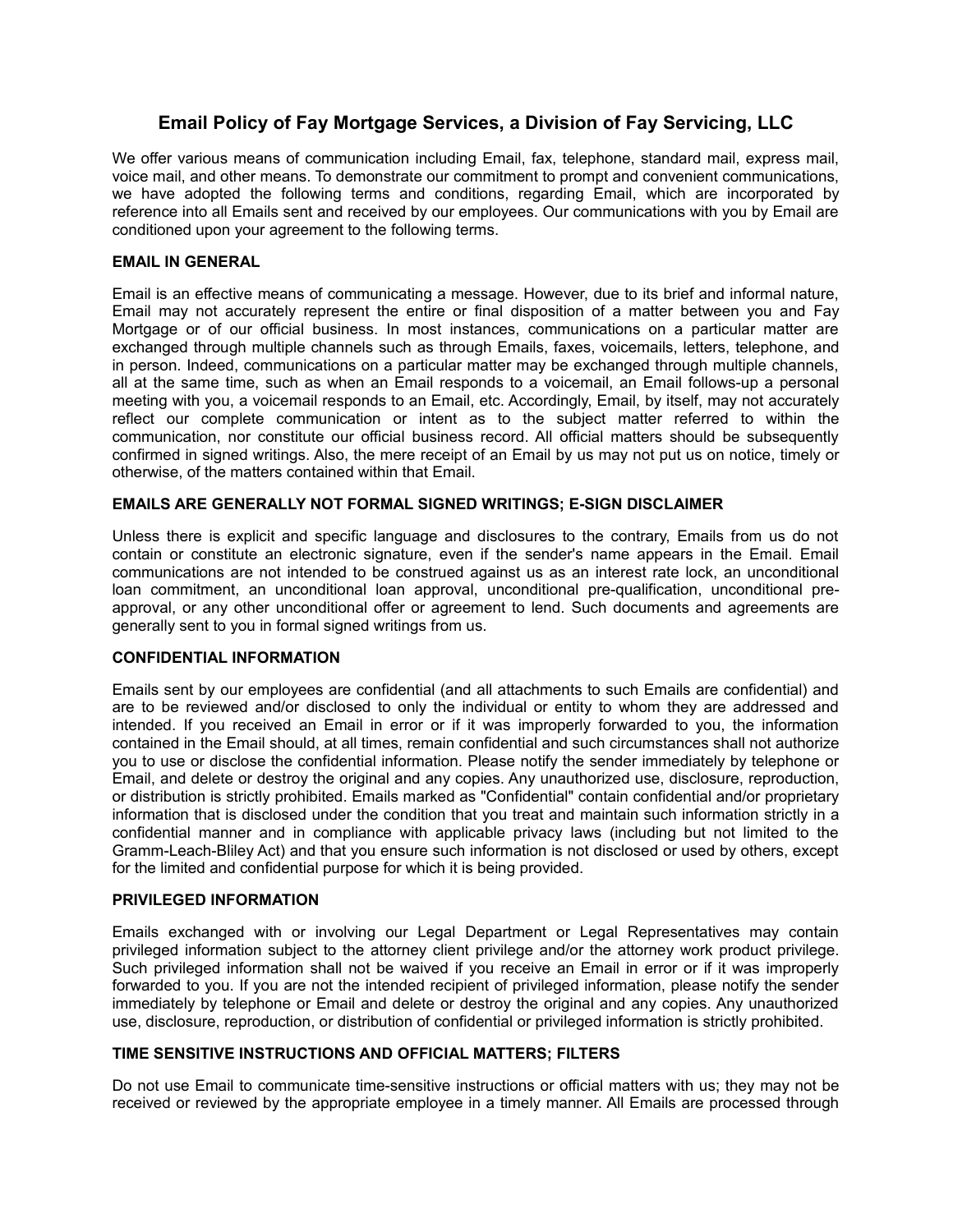# Email Policy of Fay Mortgage Services, a Division of Fay Servicing, LLC

We offer various means of communication including Email, fax, telephone, standard mail, express mail, voice mail, and other means. To demonstrate our commitment to prompt and convenient communications, we have adopted the following terms and conditions, regarding Email, which are incorporated by reference into all Emails sent and received by our employees. Our communications with you by Email are conditioned upon your agreement to the following terms.

**EMAIL IN GENERAL**

Email is an effective means of communicating a message. However, due to its brief and informal nature, Email may not accurately represent the entire or final disposition of a matter between you and Fay Mortgage or of our official business. In most instances, communications on a particular matter are exchanged through multiple channels such as through Emails, faxes, voicemails, letters, telephone, and in person. Indeed, communications on a particular matter may be exchanged through multiple channels, all at the same time, such as when an Email responds to a voicemail, an Email follows-up a personal meeting with you, a voicemail responds to an Email, etc. Accordingly, Email, by itself, may not accurately reflect our complete communication or intent as to the subject matter referred to within the communication, nor constitute our official business record. All official matters should be subsequently confirmed in signed writings. Also, the mere receipt of an Email by us may not put us on notice, timely or otherwise, of the matters contained within that Email.

**EMAILS ARE GENERALLY NOT FORMAL SIGNED WRITINGS; E-SIGN DISCLAIMER**

Unless there is explicit and specific language and disclosures to the contrary, Emails from us do not contain or constitute an electronic signature, even if the sender's name appears in the Email. Email communications are not intended to be construed against us as an interest rate lock, an unconditional loan commitment, an unconditional loan approval, unconditional pre-qualification, unconditional pre-approval, or any other unconditional offer or agreement to lend. Such documents and agreements are generally sent to you in formal signed writings from us.

**CONFIDENTIAL INFORMATION**

Emails sent by our employees are confidential (and all attachments to such Emails are confidential) and are to be reviewed and/or disclosed to only the individual or entity to whom they are addressed and intended. If you received an Email in error or if it was improperly forwarded to you, the information contained in the Email should, at all times, remain confidential and such circumstances shall not authorize you to use or disclose the confidential information. Please notify the sender immediately by telephone or Email, and delete or destroy the original and any copies. Any unauthorized use, disclosure, reproduction, or distribution is strictly prohibited. Emails marked as "Confidential" contain confidential and/or proprietary information that is disclosed under the condition that you treat and maintain such information strictly in a confidential manner and in compliance with applicable privacy laws (including but not limited to the Gramm-Leach-Bliley Act) and that you ensure such information is not disclosed or used by others, except for the limited and confidential purpose for which it is being provided.

**PRIVILEGED INFORMATION**

Emails exchanged with or involving our Legal Department or Legal Representatives may contain privileged information subject to the attorney client privilege and/or the attorney work product privilege. Such privileged information shall not be waived if you receive an Email in error or if it was improperly forwarded to you. If you are not the intended recipient of privileged information, please notify the sender immediately by telephone or Email and delete or destroy the original and any copies. Any unauthorized use, disclosure, reproduction, or distribution of confidential or privileged information is strictly prohibited.

**TIME SENSITIVE INSTRUCTIONS AND OFFICIAL MATTERS; FILTERS**

Do not use Email to communicate time-sensitive instructions or official matters with us; they may not be received or reviewed by the appropriate employee in a timely manner. All Emails are processed through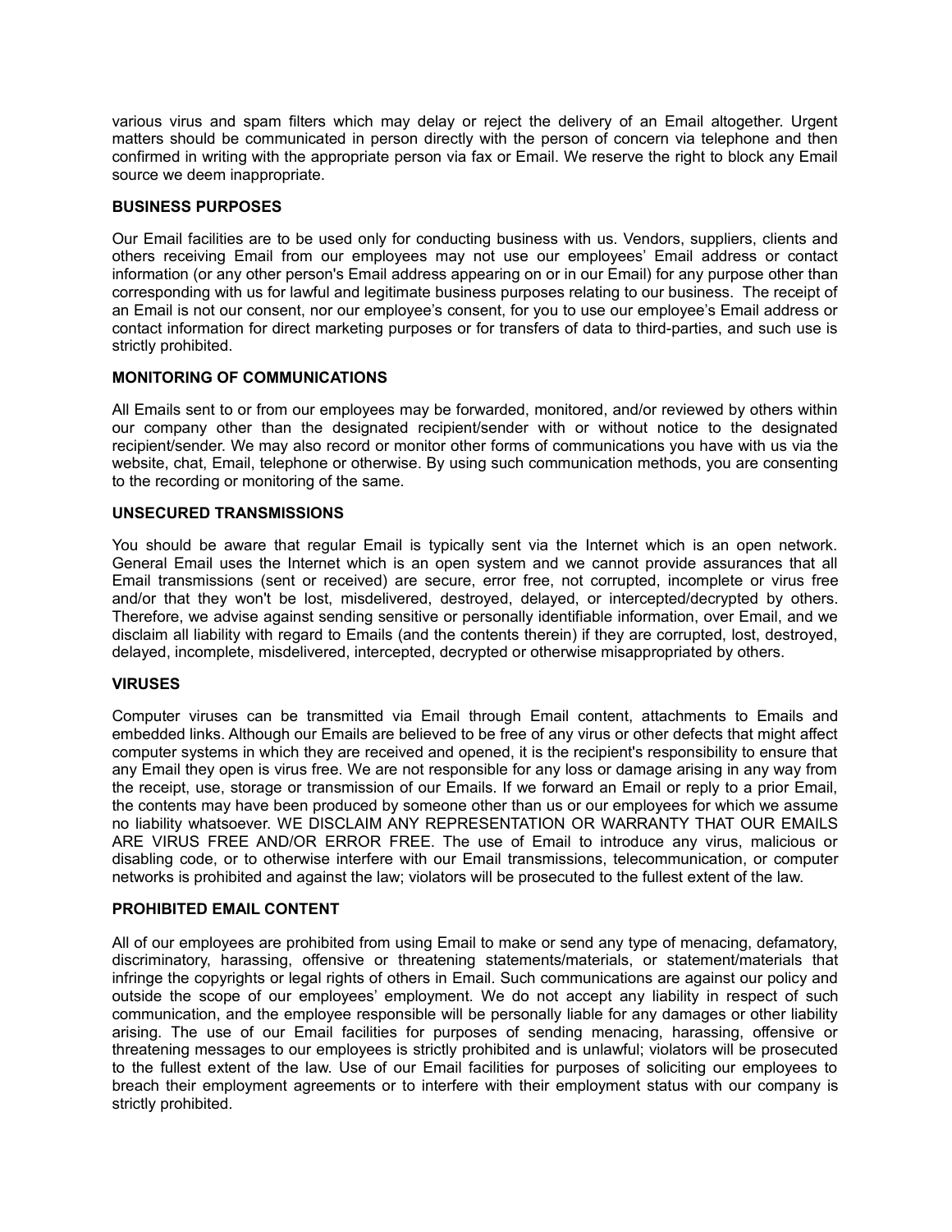various virus and spam filters which may delay or reject the delivery of an Email altogether. Urgent matters should be communicated in person directly with the person of concern via telephone and then confirmed in writing with the appropriate person via fax or Email. We reserve the right to block any Email source we deem inappropriate.

**BUSINESS PURPOSES**

Our Email facilities are to be used only for conducting business with us. Vendors, suppliers, clients and others receiving Email from our employees may not use our employees' Email address or contact information (or any other person's Email address appearing on or in our Email) for any purpose other than corresponding with us for lawful and legitimate business purposes relating to our business. The receipt of an Email is not our consent, nor our employee's consent, for you to use our employee's Email address or contact information for direct marketing purposes or for transfers of data to third-parties, and such use is strictly prohibited.

**MONITORING OF COMMUNICATIONS**

All Emails sent to or from our employees may be forwarded, monitored, and/or reviewed by others within our company other than the designated recipient/sender with or without notice to the designated recipient/sender. We may also record or monitor other forms of communications you have with us via the website, chat, Email, telephone or otherwise. By using such communication methods, you are consenting to the recording or monitoring of the same.

**UNSECURED TRANSMISSIONS**

You should be aware that regular Email is typically sent via the Internet which is an open network. General Email uses the Internet which is an open system and we cannot provide assurances that all Email transmissions (sent or received) are secure, error free, not corrupted, incomplete or virus free and/or that they won't be lost, misdelivered, destroyed, delayed, or intercepted/decrypted by others. Therefore, we advise against sending sensitive or personally identifiable information, over Email, and we disclaim all liability with regard to Emails (and the contents therein) if they are corrupted, lost, destroyed, delayed, incomplete, misdelivered, intercepted, decrypted or otherwise misappropriated by others.

**VIRUSES**

Computer viruses can be transmitted via Email through Email content, attachments to Emails and embedded links. Although our Emails are believed to be free of any virus or other defects that might affect computer systems in which they are received and opened, it is the recipient's responsibility to ensure that any Email they open is virus free. We are not responsible for any loss or damage arising in any way from the receipt, use, storage or transmission of our Emails. If we forward an Email or reply to a prior Email, the contents may have been produced by someone other than us or our employees for which we assume no liability whatsoever. WE DISCLAIM ANY REPRESENTATION OR WARRANTY THAT OUR EMAILS ARE VIRUS FREE AND/OR ERROR FREE. The use of Email to introduce any virus, malicious or disabling code, or to otherwise interfere with our Email transmissions, telecommunication, or computer networks is prohibited and against the law; violators will be prosecuted to the fullest extent of the law.

**PROHIBITED EMAIL CONTENT**

All of our employees are prohibited from using Email to make or send any type of menacing, defamatory, discriminatory, harassing, offensive or threatening statements/materials, or statement/materials that infringe the copyrights or legal rights of others in Email. Such communications are against our policy and outside the scope of our employees' employment. We do not accept any liability in respect of such communication, and the employee responsible will be personally liable for any damages or other liability arising. The use of our Email facilities for purposes of sending menacing, harassing, offensive or threatening messages to our employees is strictly prohibited and is unlawful; violators will be prosecuted to the fullest extent of the law. Use of our Email facilities for purposes of soliciting our employees to breach their employment agreements or to interfere with their employment status with our company is strictly prohibited.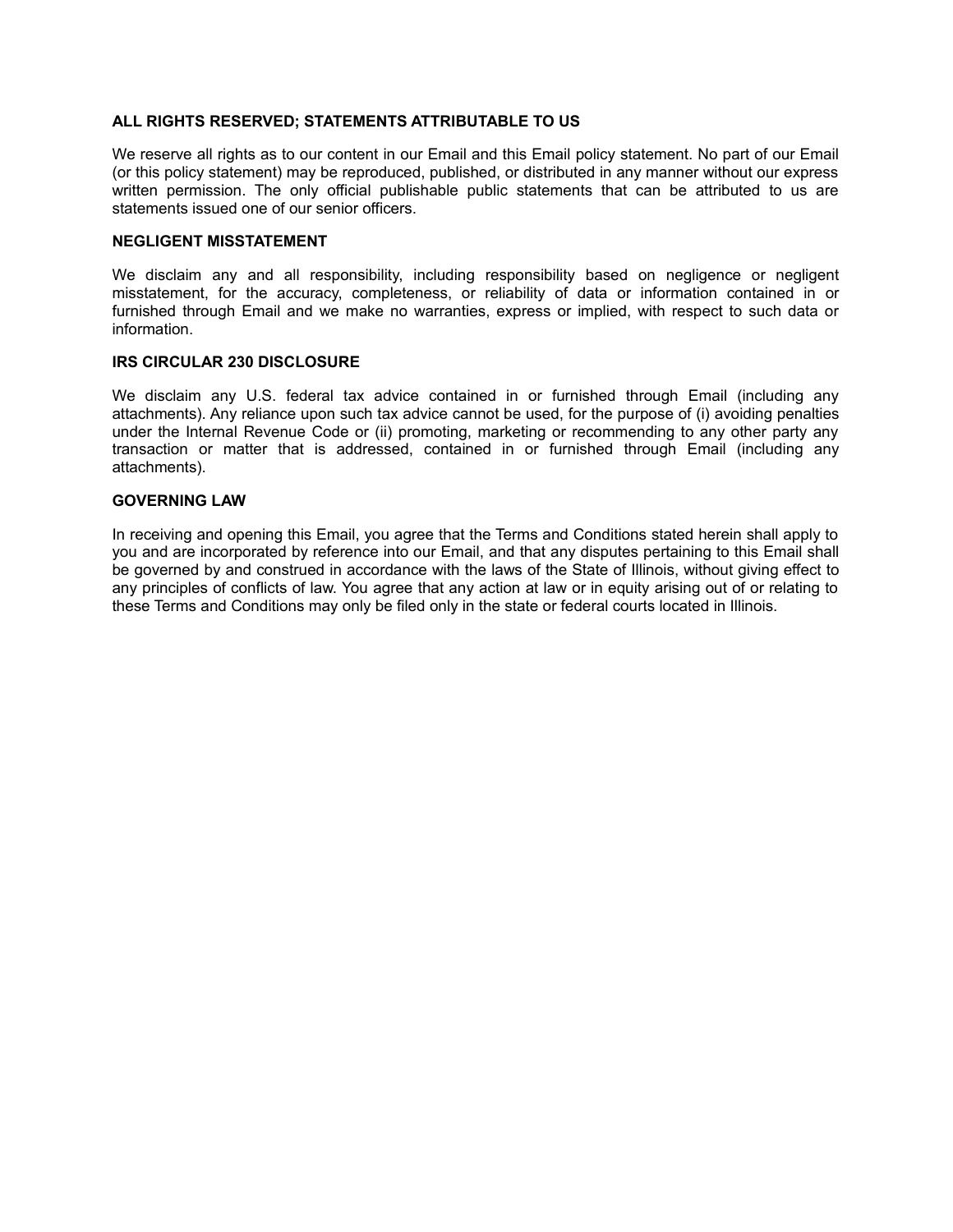**ALL RIGHTS RESERVED; STATEMENTS ATTRIBUTABLE TO US**

We reserve all rights as to our content in our Email and this Email policy statement. No part of our Email (or this policy statement) may be reproduced, published, or distributed in any manner without our express written permission. The only official publishable public statements that can be attributed to us are statements issued one of our senior officers.

**NEGLIGENT MISSTATEMENT**

We disclaim any and all responsibility, including responsibility based on negligence or negligent misstatement, for the accuracy, completeness, or reliability of data or information contained in or furnished through Email and we make no warranties, express or implied, with respect to such data or information.

**IRS CIRCULAR 230 DISCLOSURE**

We disclaim any U.S. federal tax advice contained in or furnished through Email (including any attachments). Any reliance upon such tax advice cannot be used, for the purpose of (i) avoiding penalties under the Internal Revenue Code or (ii) promoting, marketing or recommending to any other party any transaction or matter that is addressed, contained in or furnished through Email (including any attachments).

**GOVERNING LAW**

In receiving and opening this Email, you agree that the Terms and Conditions stated herein shall apply to you and are incorporated by reference into our Email, and that any disputes pertaining to this Email shall be governed by and construed in accordance with the laws of the State of Illinois, without giving effect to any principles of conflicts of law. You agree that any action at law or in equity arising out of or relating to these Terms and Conditions may only be filed only in the state or federal courts located in Illinois.